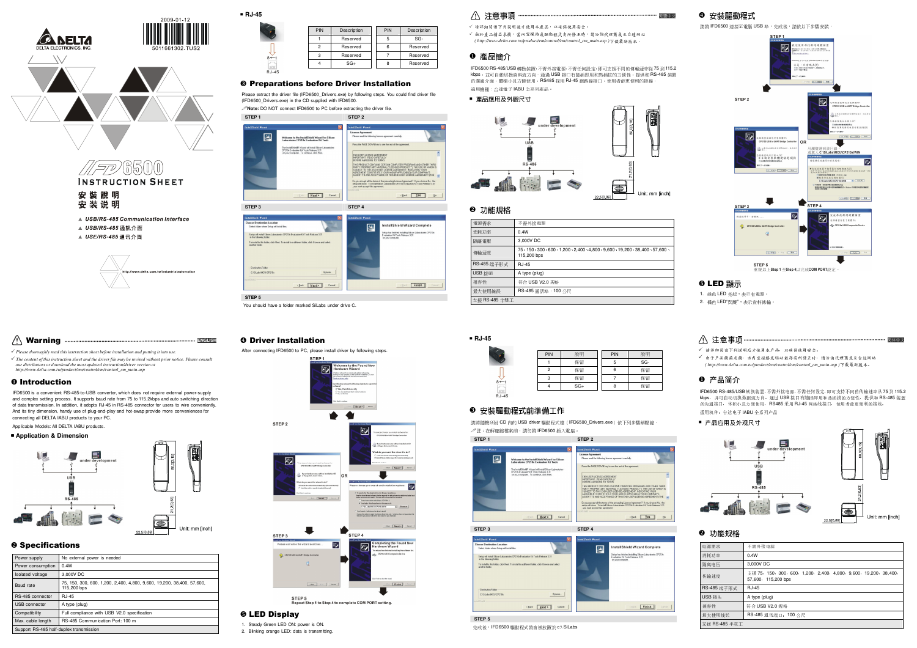2009-01-12

5011661302-TUS2

DELTA ELECTRONICS, INC.

# IFD6500 INSTRUCTION SHEET

安裝說明
安装说明

▲ USB/RS-485 Communication Interface
▲ USB/RS-485 通訊介面
▲ USE/RS-485 通讯介面

http://www.delta.com.tw/industrialautomation

## RJ-45

| PIN | Description | PIN | Description |
|---|---|---|---|
| 1 | Reserved | 5 | SG- |
| 2 | Reserved | 6 | Reserved |
| 3 | Reserved | 7 | Reserved |
| 4 | SG+ | 8 | Reserved |

## ❸ Preparations before Driver Installation

Please extract the driver file (IFD6500_Drivers.exe) by following steps. You could find driver file (IFD6500_Drivers.exe) in the CD supplied with IFD6500.

**Note:** DO NOT connect IFD6500 to PC before extracting the driver file.

STEP 1
STEP 2
STEP 3
STEP 4
STEP 5

You should have a folder marked SiLabs under drive C.

## ⚠ 注意事項

✓ 請詳細閱讀下列說明後才使用本產品，以確保使用安全。
✓ 由於產品精益求精，當內容規格或驅動程式有所修正時，請洽詢代理商或至台達網站（http://www.delta.com.tw/product/em/control/cm/control_cm_main.asp）下載最新版本。

## ❶ 產品簡介

IFD6500 RS-485/USB轉換裝置，不需外接電源，不需任何設定，即可支援不同的傳輸速率從 75 到 115.2 kbps，並可自動切換數據流方向。通過 USB 接口有隨插即用和熱插拔的方便性，提供和 RS-485 網路的通訊介面，體積小且方便使用，RS485 採用 RJ-45 網路線接口，使用者能更便利的接線。

適用機種：台達電子 IABU 全系列產品。

■ 產品應用及外觀尺寸

under development
USB
RS-485
Unit: mm [inch]

## ❷ 功能規格

| 電源需求 | 不需外接電源 |
|---|---|
| 消耗功率 | 0.4W |
| 隔離電壓 | 3,000V DC |
| 傳輸速度 | 75、150、300、600、1,200、2,400、4,800、9,600、19,200、38,400、57,600、115,200 bps |
| RS-485 端子形式 | RJ-45 |
| USB 接頭 | A type (plug) |
| 相容性 | 符合 USB V2.0 規格 |
| 最大使用線長 | RS-485 通訊埠：100 公尺 |
| 支援 RS-485 半雙工 | |

## ❹ 安裝驅動程式

請將 IFD6500 連接至電腦 USB 埠，完成後，請依以下步驟安裝。

STEP 1
STEP 2
OR
STEP 3
STEP 4
STEP 5
重複以上Step 1 至Step 4以完成COM PORT設定。

## ❺ LED 顯示

1. 綠色 LED 亮起，表示有電源。
2. 橘色 LED"閃爍"，表示資料傳輸。

## ⚠ Warning

✓ *Please thoroughly read this instruction sheet before installation and putting it into use.*
✓ *The content of this instruction sheet and the driver file may be revised without prior notice. Please consult our distributors or download the most updated instruction/driver version at http://www.delta.com.tw/product/em/control/cm/control_cm_main.asp*

## ❶ Introduction

IFD6500 is a convenient RS-485-to-USB converter, which does not require external power-supply and complex setting process. It supports baud rate from 75 to 115.2kbps and auto switching direction of data transmission. In addition, it adopts RJ-45 in RS-485 connector for users to wire conveniently. And its tiny dimension, handy use of plug-and-play and hot-swap provide more conveniences for connecting all DELTA IABU products to your PC.

Applicable Models: All DELTA IABU products.

■ **Application & Dimension**

under development
USB
RS-485
Unit: mm [inch]

## ❷ Specifications

| Power supply | No external power is needed |
|---|---|
| Power consumption | 0.4W |
| Isolated voltage | 3,000V DC |
| Baud rate | 75, 150, 300, 600, 1,200, 2,400, 4,800, 9,600, 19,200, 38,400, 57,600, 115,200 bps |
| RS-485 connector | RJ-45 |
| USB connector | A type (plug) |
| Compatibility | Full compliance with USB V2.0 specification |
| Max. cable length | RS-485 Communication Port: 100 m |
| Support RS-485 half-duplex transmission | |

## ❹ Driver Installation

After connecting IFD6500 to PC, please install driver by following steps.

STEP 1
STEP 2
OR
STEP 3
STEP 4
STEP 5
Repeat Step 1 to Step 4 to complete COM PORT setting.

## ❺ LED Display

1. Steady Green LED ON: power is ON.
2. Blinking orange LED: data is transmitting.

## RJ-45

| PIN | 說明 | PIN | 說明 |
|---|---|---|---|
| 1 | 保留 | 5 | SG- |
| 2 | 保留 | 6 | 保留 |
| 3 | 保留 | 7 | 保留 |
| 4 | SG+ | 8 | 保留 |

## ❸ 安裝驅動程式前準備工作

請將隨機所附 CD 內的 USB driver 驅動程式檔（IFD6500_Drivers.exe）依下列步驟解壓縮。

註：在解壓縮檔案前，請勿將 IFD6500 插入電腦。

STEP 1
STEP 2
STEP 3
STEP 4
STEP 5

完成後，IFD6500 驅動程式將會被放置於 C:\ SiLabs

## ⚠ 注意事项

✓ 请详细阅读下列说明后才使用本产品，以确保使用安全。
✓ 由于产品精益求精，当内容规格或驱动程序有所修正时，请洽询代理商或至台达网站（http://www.delta.com.tw/product/em/control/cm/control_cm_main.asp）下载最新版本。

## ❶ 产品简介

IFD6500 RS-485/USB转换装置，不需外接电源，不需任何设定，即可支持不同的传输速率从 75 到 115.2 kbps，并可自动切换数据流方向。通过 USB 接口有随插即用和热插拔的方便性，提供和 RS-485 网路的通讯接口，体积小且方便使用，RS485 采用 RJ-45 网络线接口，使用者能更便利的接线。

适用机种：台达电子 IABU 全系列产品

■ 产品应用及外观尺寸

under development
USB
RS-485
Unit: mm [inch]

## ❷ 功能规格

| 电源需求 | 不需外接电源 |
|---|---|
| 消耗功率 | 0.4W |
| 隔离电压 | 3,000V DC |
| 传输速度 | 支援 75、150、300、600、1,200、2,400、4,800、9,600、19,200、38,400、57,600、115,200 bps |
| RS-485 端子形式 | RJ-45 |
| USB 接头 | A type (plug) |
| 兼容性 | 符合 USB V2.0 规格 |
| 最大使用线长 | RS-485 通讯端口：100 公尺 |
| 支援 RS-485 半双工 | |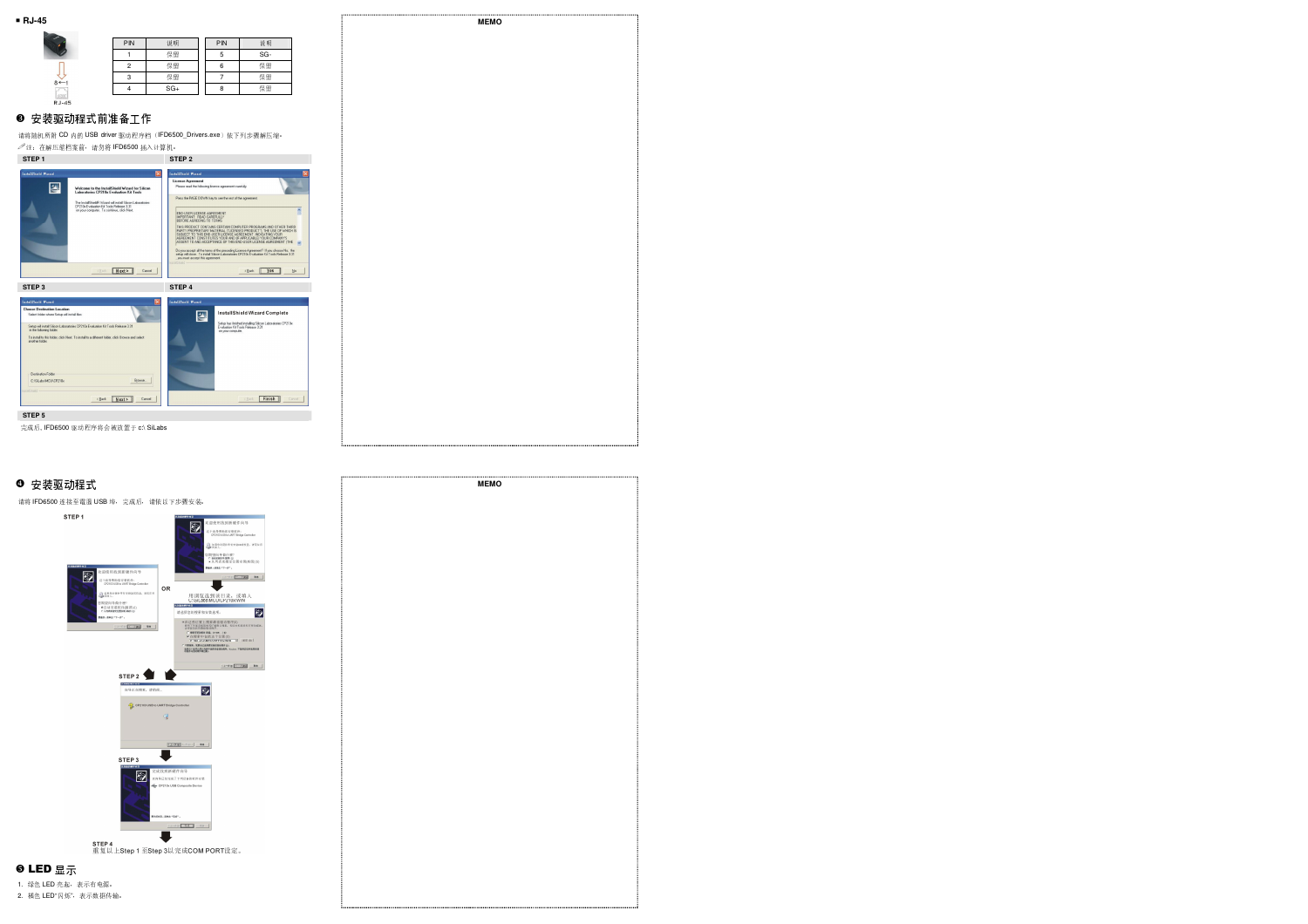■ **RJ-45**

| PIN | 說明 | PIN | 說明 |
|---|---|---|---|
| 1 | 保留 | 5 | SG- |
| 2 | 保留 | 6 | 保留 |
| 3 | 保留 | 7 | 保留 |
| 4 | SG+ | 8 | 保留 |

## ❸ 安装驱动程式前准备工作

请将随机所附 CD 内的 USB driver 驱动程序档（IFD6500_Drivers.exe）依下列步骤解压缩。

注：在解压缩档案前，请勿将 IFD6500 插入计算机。

**STEP 1**

**STEP 2**

**STEP 3**

**STEP 4**

**STEP 5**

完成后，IFD6500 驱动程序将会被放置于 c:\ SiLabs

## ❹ 安装驱动程式

请将 IFD6500 连接至電腦 USB 埠，完成后，请依以下步骤安装。

STEP 1

OR

STEP 2

STEP 3

STEP 4
重复以上Step 1 至Step 3以完成COM PORT设定。

## ❺ LED 显示

1. 绿色 LED 亮起，表示有电源。
2. 橘色 LED"闪烁"，表示数据传输。

**MEMO**

**MEMO**